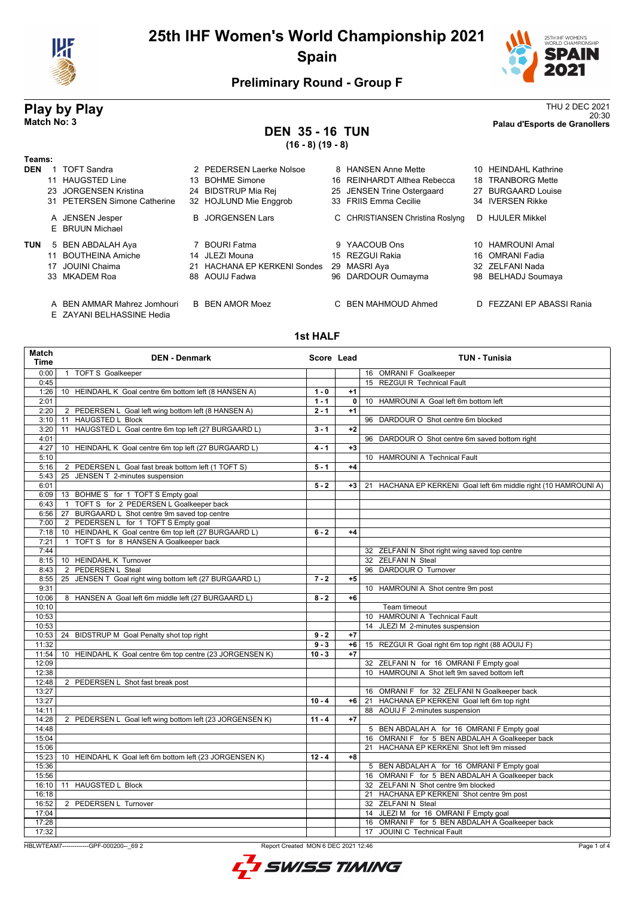# 25th IHF Women's World Championship 2021

## Spain

### Preliminary Round - Group F

## Play by Play

**Match No: 3**

THU 2 DEC 2021
20:30
**Palau d'Esports de Granollers**

## DEN 35 - 16 TUN

**(16 - 8) (19 - 8)**

**Teams:**

**DEN**

| | | | |
|---|---|---|---|
| 1 TOFT Sandra | 2 PEDERSEN Laerke Nolsoe | 8 HANSEN Anne Mette | 10 HEINDAHL Kathrine |
| 11 HAUGSTED Line | 13 BOHME Simone | 16 REINHARDT Althea Rebecca | 18 TRANBORG Mette |
| 23 JORGENSEN Kristina | 24 BIDSTRUP Mia Rej | 25 JENSEN Trine Ostergaard | 27 BURGAARD Louise |
| 31 PETERSEN Simone Catherine | 32 HOJLUND Mie Enggrob | 33 FRIIS Emma Cecilie | 34 IVERSEN Rikke |
| A JENSEN Jesper | B JORGENSEN Lars | C CHRISTIANSEN Christina Roslyng | D HJULER Mikkel |
| E BRUUN Michael | | | |

**TUN**

| | | | |
|---|---|---|---|
| 5 BEN ABDALAH Aya | 7 BOURI Fatma | 9 YAACOUB Ons | 10 HAMROUNI Amal |
| 11 BOUTHEINA Amiche | 14 JLEZI Mouna | 15 REZGUI Rakia | 16 OMRANI Fadia |
| 17 JOUINI Chaima | 21 HACHANA EP KERKENI Sondes | 29 MASRI Aya | 32 ZELFANI Nada |
| 33 MKADEM Roa | 88 AOUIJ Fadwa | 96 DARDOUR Oumayma | 98 BELHADJ Soumaya |
| A BEN AMMAR Mahrez Jomhouri | B BEN AMOR Moez | C BEN MAHMOUD Ahmed | D FEZZANI EP ABASSI Rania |
| E ZAYANI BELHASSINE Hedia | | | |

### 1st HALF

| Match Time | DEN - Denmark | Score | Lead | TUN - Tunisia |
|---|---|---|---|---|
| 0:00 | 1 TOFT S Goalkeeper | | | 16 OMRANI F Goalkeeper |
| 0:45 | | | | 15 REZGUI R Technical Fault |
| 1:26 | 10 HEINDAHL K Goal centre 6m bottom left (8 HANSEN A) | 1 - 0 | +1 | |
| 2:01 | | 1 - 1 | 0 | 10 HAMROUNI A Goal left 6m bottom left |
| 2:20 | 2 PEDERSEN L Goal left wing bottom left (8 HANSEN A) | 2 - 1 | +1 | |
| 3:10 | 11 HAUGSTED L Block | | | 96 DARDOUR O Shot centre 6m blocked |
| 3:20 | 11 HAUGSTED L Goal centre 6m top left (27 BURGAARD L) | 3 - 1 | +2 | |
| 4:01 | | | | 96 DARDOUR O Shot centre 6m saved bottom right |
| 4:27 | 10 HEINDAHL K Goal centre 6m top left (27 BURGAARD L) | 4 - 1 | +3 | |
| 5:10 | | | | 10 HAMROUNI A Technical Fault |
| 5:16 | 2 PEDERSEN L Goal fast break bottom left (1 TOFT S) | 5 - 1 | +4 | |
| 5:43 | 25 JENSEN T 2-minutes suspension | | | |
| 6:01 | | 5 - 2 | +3 | 21 HACHANA EP KERKENI Goal left 6m middle right (10 HAMROUNI A) |
| 6:09 | 13 BOHME S for 1 TOFT S Empty goal | | | |
| 6:43 | 1 TOFT S for 2 PEDERSEN L Goalkeeper back | | | |
| 6:56 | 27 BURGAARD L Shot centre 9m saved top centre | | | |
| 7:00 | 2 PEDERSEN L for 1 TOFT S Empty goal | | | |
| 7:18 | 10 HEINDAHL K Goal centre 6m top left (27 BURGAARD L) | 6 - 2 | +4 | |
| 7:21 | 1 TOFT S for 8 HANSEN A Goalkeeper back | | | |
| 7:44 | | | | 32 ZELFANI N Shot right wing saved top centre |
| 8:15 | 10 HEINDAHL K Turnover | | | 32 ZELFANI N Steal |
| 8:43 | 2 PEDERSEN L Steal | | | 96 DARDOUR O Turnover |
| 8:55 | 25 JENSEN T Goal right wing bottom left (27 BURGAARD L) | 7 - 2 | +5 | |
| 9:31 | | | | 10 HAMROUNI A Shot centre 9m post |
| 10:06 | 8 HANSEN A Goal left 6m middle left (27 BURGAARD L) | 8 - 2 | +6 | |
| 10:10 | | | | Team timeout |
| 10:53 | | | | 10 HAMROUNI A Technical Fault |
| 10:53 | | | | 14 JLEZI M 2-minutes suspension |
| 10:53 | 24 BIDSTRUP M Goal Penalty shot top right | 9 - 2 | +7 | |
| 11:32 | | 9 - 3 | +6 | 15 REZGUI R Goal right 6m top right (88 AOUIJ F) |
| 11:54 | 10 HEINDAHL K Goal centre 6m top centre (23 JORGENSEN K) | 10 - 3 | +7 | |
| 12:09 | | | | 32 ZELFANI N for 16 OMRANI F Empty goal |
| 12:38 | | | | 10 HAMROUNI A Shot left 9m saved bottom left |
| 12:48 | 2 PEDERSEN L Shot fast break post | | | |
| 13:27 | | | | 16 OMRANI F for 32 ZELFANI N Goalkeeper back |
| 13:27 | | 10 - 4 | +6 | 21 HACHANA EP KERKENI Goal left 6m top right |
| 14:11 | | | | 88 AOUIJ F 2-minutes suspension |
| 14:28 | 2 PEDERSEN L Goal left wing bottom left (23 JORGENSEN K) | 11 - 4 | +7 | |
| 14:48 | | | | 5 BEN ABDALAH A for 16 OMRANI F Empty goal |
| 15:04 | | | | 16 OMRANI F for 5 BEN ABDALAH A Goalkeeper back |
| 15:06 | | | | 21 HACHANA EP KERKENI Shot left 9m missed |
| 15:23 | 10 HEINDAHL K Goal left 6m bottom left (23 JORGENSEN K) | 12 - 4 | +8 | |
| 15:36 | | | | 5 BEN ABDALAH A for 16 OMRANI F Empty goal |
| 15:56 | | | | 16 OMRANI F for 5 BEN ABDALAH A Goalkeeper back |
| 16:10 | 11 HAUGSTED L Block | | | 32 ZELFANI N Shot centre 9m blocked |
| 16:18 | | | | 21 HACHANA EP KERKENI Shot centre 9m post |
| 16:52 | 2 PEDERSEN L Turnover | | | 32 ZELFANI N Steal |
| 17:04 | | | | 14 JLEZI M for 16 OMRANI F Empty goal |
| 17:28 | | | | 16 OMRANI F for 5 BEN ABDALAH A Goalkeeper back |
| 17:32 | | | | 17 JOUINI C Technical Fault |

HBLWTEAM7-------------GPF-000200--_69 2 Report Created MON 6 DEC 2021 12:46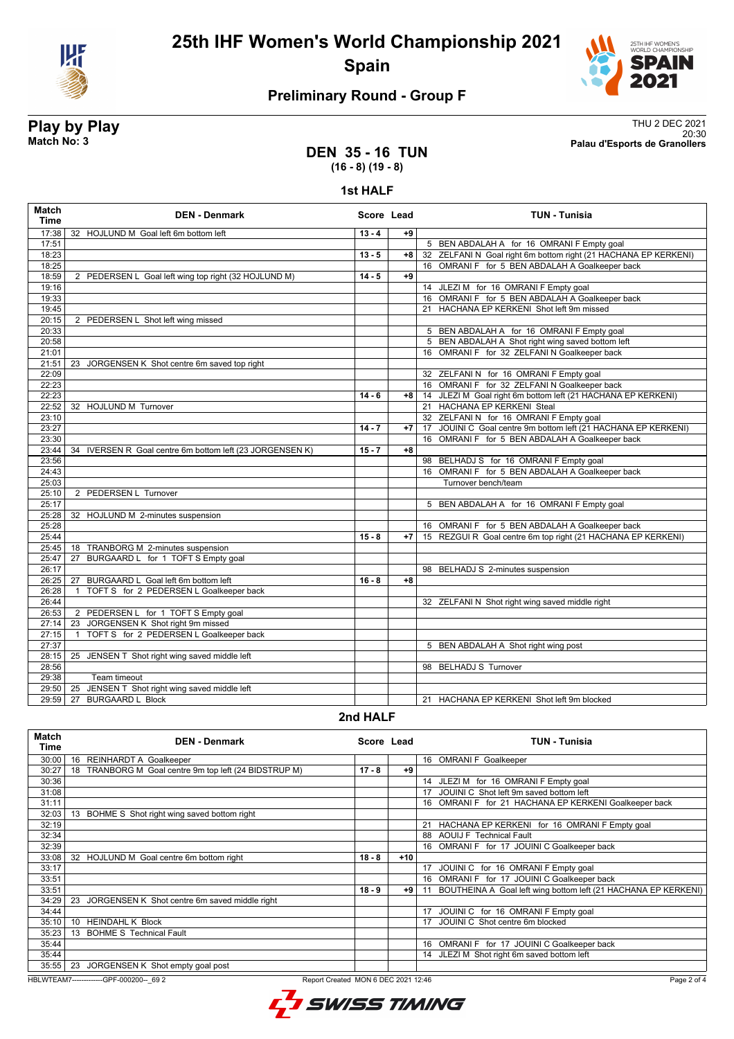# 25th IHF Women's World Championship 2021

## Spain

### Preliminary Round - Group F

**Play by Play**
**Match No: 3**

THU 2 DEC 2021
20:30
**Palau d'Esports de Granollers**

## DEN 35 - 16 TUN
**(16 - 8) (19 - 8)**

### 1st HALF

| Match Time | DEN - Denmark | Score | Lead | TUN - Tunisia |
|---|---|---|---|---|
| 17:38 | 32 HOJLUND M Goal left 6m bottom left | 13 - 4 | +9 | |
| 17:51 | | | | 5 BEN ABDALAH A for 16 OMRANI F Empty goal |
| 18:23 | | 13 - 5 | +8 | 32 ZELFANI N Goal right 6m bottom right (21 HACHANA EP KERKENI) |
| 18:25 | | | | 16 OMRANI F for 5 BEN ABDALAH A Goalkeeper back |
| 18:59 | 2 PEDERSEN L Goal left wing top right (32 HOJLUND M) | 14 - 5 | +9 | |
| 19:16 | | | | 14 JLEZI M for 16 OMRANI F Empty goal |
| 19:33 | | | | 16 OMRANI F for 5 BEN ABDALAH A Goalkeeper back |
| 19:45 | | | | 21 HACHANA EP KERKENI Shot left 9m missed |
| 20:15 | 2 PEDERSEN L Shot left wing missed | | | |
| 20:33 | | | | 5 BEN ABDALAH A for 16 OMRANI F Empty goal |
| 20:58 | | | | 5 BEN ABDALAH A Shot right wing saved bottom left |
| 21:01 | | | | 16 OMRANI F for 32 ZELFANI N Goalkeeper back |
| 21:51 | 23 JORGENSEN K Shot centre 6m saved top right | | | |
| 22:09 | | | | 32 ZELFANI N for 16 OMRANI F Empty goal |
| 22:23 | | | | 16 OMRANI F for 32 ZELFANI N Goalkeeper back |
| 22:23 | | 14 - 6 | +8 | 14 JLEZI M Goal right 6m bottom left (21 HACHANA EP KERKENI) |
| 22:52 | 32 HOJLUND M Turnover | | | 21 HACHANA EP KERKENI Steal |
| 23:10 | | | | 32 ZELFANI N for 16 OMRANI F Empty goal |
| 23:27 | | 14 - 7 | +7 | 17 JOUINI C Goal centre 9m bottom left (21 HACHANA EP KERKENI) |
| 23:30 | | | | 16 OMRANI F for 5 BEN ABDALAH A Goalkeeper back |
| 23:44 | 34 IVERSEN R Goal centre 6m bottom left (23 JORGENSEN K) | 15 - 7 | +8 | |
| 23:56 | | | | 98 BELHADJ S for 16 OMRANI F Empty goal |
| 24:43 | | | | 16 OMRANI F for 5 BEN ABDALAH A Goalkeeper back |
| 25:03 | | | | Turnover bench/team |
| 25:10 | 2 PEDERSEN L Turnover | | | |
| 25:17 | | | | 5 BEN ABDALAH A for 16 OMRANI F Empty goal |
| 25:28 | 32 HOJLUND M 2-minutes suspension | | | |
| 25:28 | | | | 16 OMRANI F for 5 BEN ABDALAH A Goalkeeper back |
| 25:44 | | 15 - 8 | +7 | 15 REZGUI R Goal centre 6m top right (21 HACHANA EP KERKENI) |
| 25:45 | 18 TRANBORG M 2-minutes suspension | | | |
| 25:47 | 27 BURGAARD L for 1 TOFT S Empty goal | | | |
| 26:17 | | | | 98 BELHADJ S 2-minutes suspension |
| 26:25 | 27 BURGAARD L Goal left 6m bottom left | 16 - 8 | +8 | |
| 26:28 | 1 TOFT S for 2 PEDERSEN L Goalkeeper back | | | |
| 26:44 | | | | 32 ZELFANI N Shot right wing saved middle right |
| 26:53 | 2 PEDERSEN L for 1 TOFT S Empty goal | | | |
| 27:14 | 23 JORGENSEN K Shot right 9m missed | | | |
| 27:15 | 1 TOFT S for 2 PEDERSEN L Goalkeeper back | | | |
| 27:37 | | | | 5 BEN ABDALAH A Shot right wing post |
| 28:15 | 25 JENSEN T Shot right wing saved middle left | | | |
| 28:56 | | | | 98 BELHADJ S Turnover |
| 29:38 | Team timeout | | | |
| 29:50 | 25 JENSEN T Shot right wing saved middle left | | | |
| 29:59 | 27 BURGAARD L Block | | | 21 HACHANA EP KERKENI Shot left 9m blocked |

### 2nd HALF

| Match Time | DEN - Denmark | Score | Lead | TUN - Tunisia |
|---|---|---|---|---|
| 30:00 | 16 REINHARDT A Goalkeeper | | | 16 OMRANI F Goalkeeper |
| 30:27 | 18 TRANBORG M Goal centre 9m top left (24 BIDSTRUP M) | 17 - 8 | +9 | |
| 30:36 | | | | 14 JLEZI M for 16 OMRANI F Empty goal |
| 31:08 | | | | 17 JOUINI C Shot left 9m saved bottom left |
| 31:11 | | | | 16 OMRANI F for 21 HACHANA EP KERKENI Goalkeeper back |
| 32:03 | 13 BOHME S Shot right wing saved bottom right | | | |
| 32:19 | | | | 21 HACHANA EP KERKENI for 16 OMRANI F Empty goal |
| 32:34 | | | | 88 AOUIJ F Technical Fault |
| 32:39 | | | | 16 OMRANI F for 17 JOUINI C Goalkeeper back |
| 33:08 | 32 HOJLUND M Goal centre 6m bottom right | 18 - 8 | +10 | |
| 33:17 | | | | 17 JOUINI C for 16 OMRANI F Empty goal |
| 33:51 | | | | 16 OMRANI F for 17 JOUINI C Goalkeeper back |
| 33:51 | | 18 - 9 | +9 | 11 BOUTHEINA A Goal left wing bottom left (21 HACHANA EP KERKENI) |
| 34:29 | 23 JORGENSEN K Shot centre 6m saved middle right | | | |
| 34:44 | | | | 17 JOUINI C for 16 OMRANI F Empty goal |
| 35:10 | 10 HEINDAHL K Block | | | 17 JOUINI C Shot centre 6m blocked |
| 35:23 | 13 BOHME S Technical Fault | | | |
| 35:44 | | | | 16 OMRANI F for 17 JOUINI C Goalkeeper back |
| 35:44 | | | | 14 JLEZI M Shot right 6m saved bottom left |
| 35:55 | 23 JORGENSEN K Shot empty goal post | | | |

HBLWTEAM7-------------GPF-000200--_69 2 Report Created MON 6 DEC 2021 12:46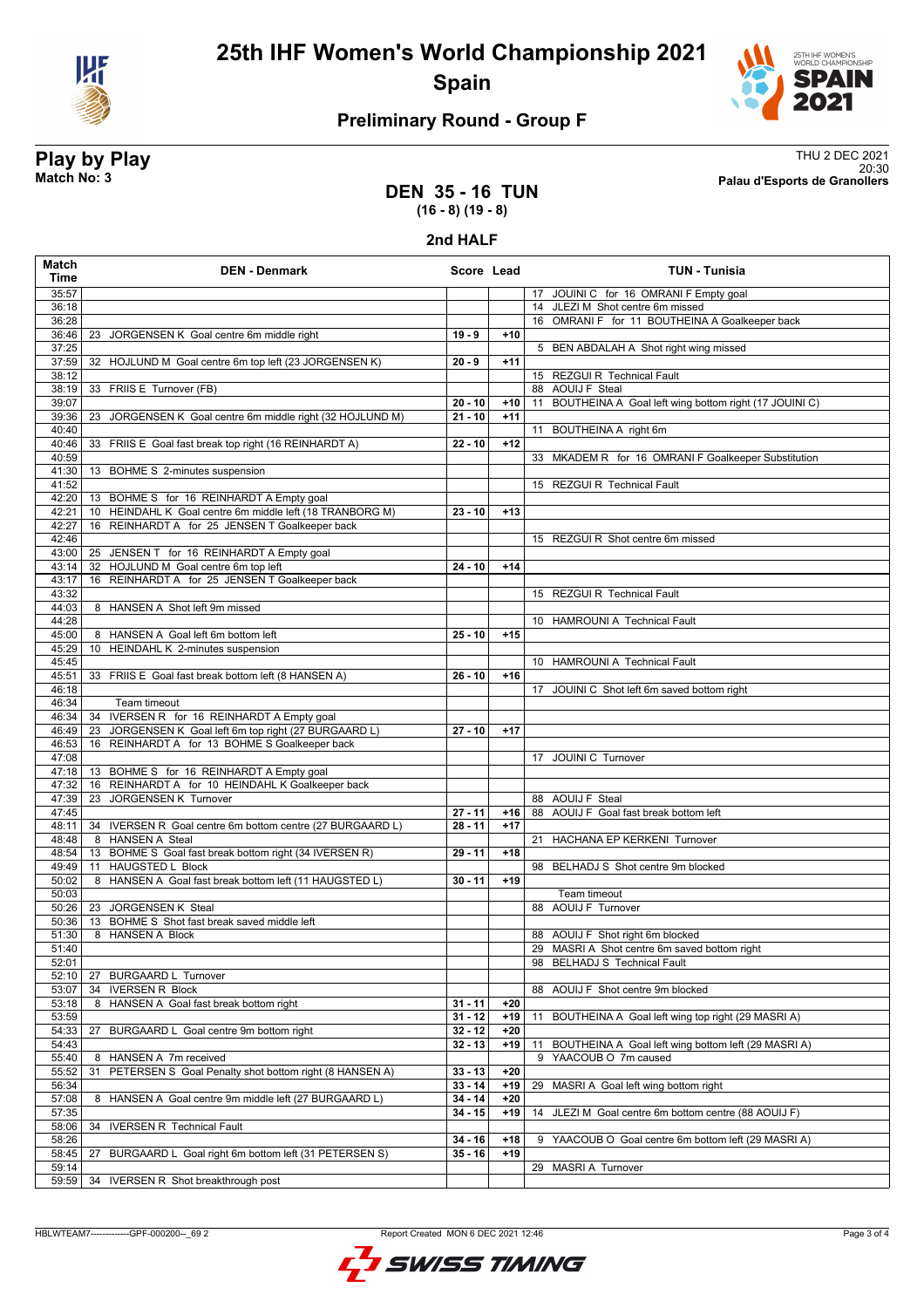# 25th IHF Women's World Championship 2021

**Spain**

## Preliminary Round - Group F

**Play by Play**
**Match No: 3**

THU 2 DEC 2021
20:30
**Palau d'Esports de Granollers**

### DEN 35 - 16 TUN
**(16 - 8) (19 - 8)**

### 2nd HALF

| Match Time | DEN - Denmark | Score | Lead | TUN - Tunisia |
|---|---|---|---|---|
| 35:57 | | | | 17 JOUINI C for 16 OMRANI F Empty goal |
| 36:18 | | | | 14 JLEZI M Shot centre 6m missed |
| 36:28 | | | | 16 OMRANI F for 11 BOUTHEINA A Goalkeeper back |
| 36:46 | 23 JORGENSEN K Goal centre 6m middle right | 19 - 9 | +10 | |
| 37:25 | | | | 5 BEN ABDALAH A Shot right wing missed |
| 37:59 | 32 HOJLUND M Goal centre 6m top left (23 JORGENSEN K) | 20 - 9 | +11 | |
| 38:12 | | | | 15 REZGUI R Technical Fault |
| 38:19 | 33 FRIIS E Turnover (FB) | | | 88 AOUIJ F Steal |
| 39:07 | | 20 - 10 | +10 | 11 BOUTHEINA A Goal left wing bottom right (17 JOUINI C) |
| 39:36 | 23 JORGENSEN K Goal centre 6m middle right (32 HOJLUND M) | 21 - 10 | +11 | |
| 40:40 | | | | 11 BOUTHEINA A right 6m |
| 40:46 | 33 FRIIS E Goal fast break top right (16 REINHARDT A) | 22 - 10 | +12 | |
| 40:59 | | | | 33 MKADEM R for 16 OMRANI F Goalkeeper Substitution |
| 41:30 | 13 BOHME S 2-minutes suspension | | | |
| 41:52 | | | | 15 REZGUI R Technical Fault |
| 42:20 | 13 BOHME S for 16 REINHARDT A Empty goal | | | |
| 42:21 | 10 HEINDAHL K Goal centre 6m middle left (18 TRANBORG M) | 23 - 10 | +13 | |
| 42:27 | 16 REINHARDT A for 25 JENSEN T Goalkeeper back | | | |
| 42:46 | | | | 15 REZGUI R Shot centre 6m missed |
| 43:00 | 25 JENSEN T for 16 REINHARDT A Empty goal | | | |
| 43:14 | 32 HOJLUND M Goal centre 6m top left | 24 - 10 | +14 | |
| 43:17 | 16 REINHARDT A for 25 JENSEN T Goalkeeper back | | | |
| 43:32 | | | | 15 REZGUI R Technical Fault |
| 44:03 | 8 HANSEN A Shot left 9m missed | | | |
| 44:28 | | | | 10 HAMROUNI A Technical Fault |
| 45:00 | 8 HANSEN A Goal left 6m bottom left | 25 - 10 | +15 | |
| 45:29 | 10 HEINDAHL K 2-minutes suspension | | | |
| 45:45 | | | | 10 HAMROUNI A Technical Fault |
| 45:51 | 33 FRIIS E Goal fast break bottom left (8 HANSEN A) | 26 - 10 | +16 | |
| 46:18 | | | | 17 JOUINI C Shot left 6m saved bottom right |
| 46:34 | Team timeout | | | |
| 46:34 | 34 IVERSEN R for 16 REINHARDT A Empty goal | | | |
| 46:49 | 23 JORGENSEN K Goal left 6m top right (27 BURGAARD L) | 27 - 10 | +17 | |
| 46:53 | 16 REINHARDT A for 13 BOHME S Goalkeeper back | | | |
| 47:08 | | | | 17 JOUINI C Turnover |
| 47:18 | 13 BOHME S for 16 REINHARDT A Empty goal | | | |
| 47:32 | 16 REINHARDT A for 10 HEINDAHL K Goalkeeper back | | | |
| 47:39 | 23 JORGENSEN K Turnover | | | 88 AOUIJ F Steal |
| 47:45 | | 27 - 11 | +16 | 88 AOUIJ F Goal fast break bottom left |
| 48:11 | 34 IVERSEN R Goal centre 6m bottom centre (27 BURGAARD L) | 28 - 11 | +17 | |
| 48:48 | 8 HANSEN A Steal | | | 21 HACHANA EP KERKENI Turnover |
| 48:54 | 13 BOHME S Goal fast break bottom right (34 IVERSEN R) | 29 - 11 | +18 | |
| 49:49 | 11 HAUGSTED L Block | | | 98 BELHADJ S Shot centre 9m blocked |
| 50:02 | 8 HANSEN A Goal fast break bottom left (11 HAUGSTED L) | 30 - 11 | +19 | |
| 50:03 | | | | Team timeout |
| 50:26 | 23 JORGENSEN K Steal | | | 88 AOUIJ F Turnover |
| 50:36 | 13 BOHME S Shot fast break saved middle left | | | |
| 51:30 | 8 HANSEN A Block | | | 88 AOUIJ F Shot right 6m blocked |
| 51:40 | | | | 29 MASRI A Shot centre 6m saved bottom right |
| 52:01 | | | | 98 BELHADJ S Technical Fault |
| 52:10 | 27 BURGAARD L Turnover | | | |
| 53:07 | 34 IVERSEN R Block | | | 88 AOUIJ F Shot centre 9m blocked |
| 53:18 | 8 HANSEN A Goal fast break bottom right | 31 - 11 | +20 | |
| 53:59 | | 31 - 12 | +19 | 11 BOUTHEINA A Goal left wing top right (29 MASRI A) |
| 54:33 | 27 BURGAARD L Goal centre 9m bottom right | 32 - 12 | +20 | |
| 54:43 | | 32 - 13 | +19 | 11 BOUTHEINA A Goal left wing bottom left (29 MASRI A) |
| 55:40 | 8 HANSEN A 7m received | | | 9 YAACOUB O 7m caused |
| 55:52 | 31 PETERSEN S Goal Penalty shot bottom right (8 HANSEN A) | 33 - 13 | +20 | |
| 56:34 | | 33 - 14 | +19 | 29 MASRI A Goal left wing bottom right |
| 57:08 | 8 HANSEN A Goal centre 9m middle left (27 BURGAARD L) | 34 - 14 | +20 | |
| 57:35 | | 34 - 15 | +19 | 14 JLEZI M Goal centre 6m bottom centre (88 AOUIJ F) |
| 58:06 | 34 IVERSEN R Technical Fault | | | |
| 58:26 | | 34 - 16 | +18 | 9 YAACOUB O Goal centre 6m bottom left (29 MASRI A) |
| 58:45 | 27 BURGAARD L Goal right 6m bottom left (31 PETERSEN S) | 35 - 16 | +19 | |
| 59:14 | | | | 29 MASRI A Turnover |
| 59:59 | 34 IVERSEN R Shot breakthrough post | | | |

HBLWTEAM7-------------GPF-000200--_69 2 Report Created MON 6 DEC 2021 12:46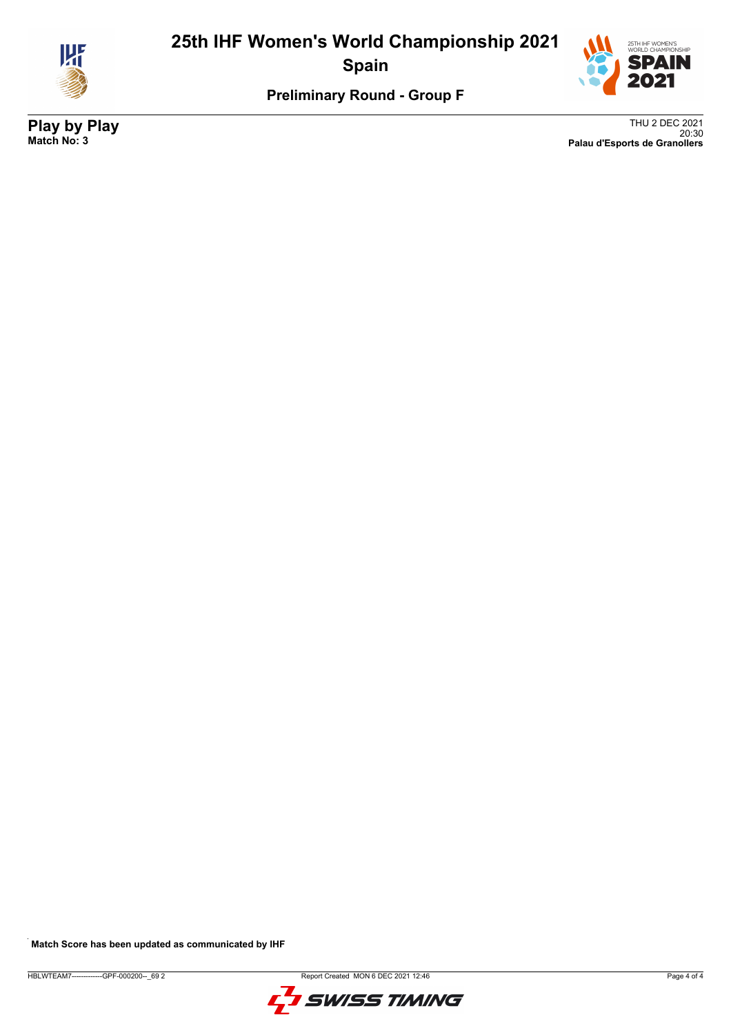# 25th IHF Women's World Championship 2021

## Spain

### Preliminary Round - Group F

**Play by Play**
**Match No: 3**

THU 2 DEC 2021
20:30
**Palau d'Esports de Granollers**

**Match Score has been updated as communicated by IHF**

HBLWTEAM7--------------GPF-000200--_69 2 Report Created MON 6 DEC 2021 12:46